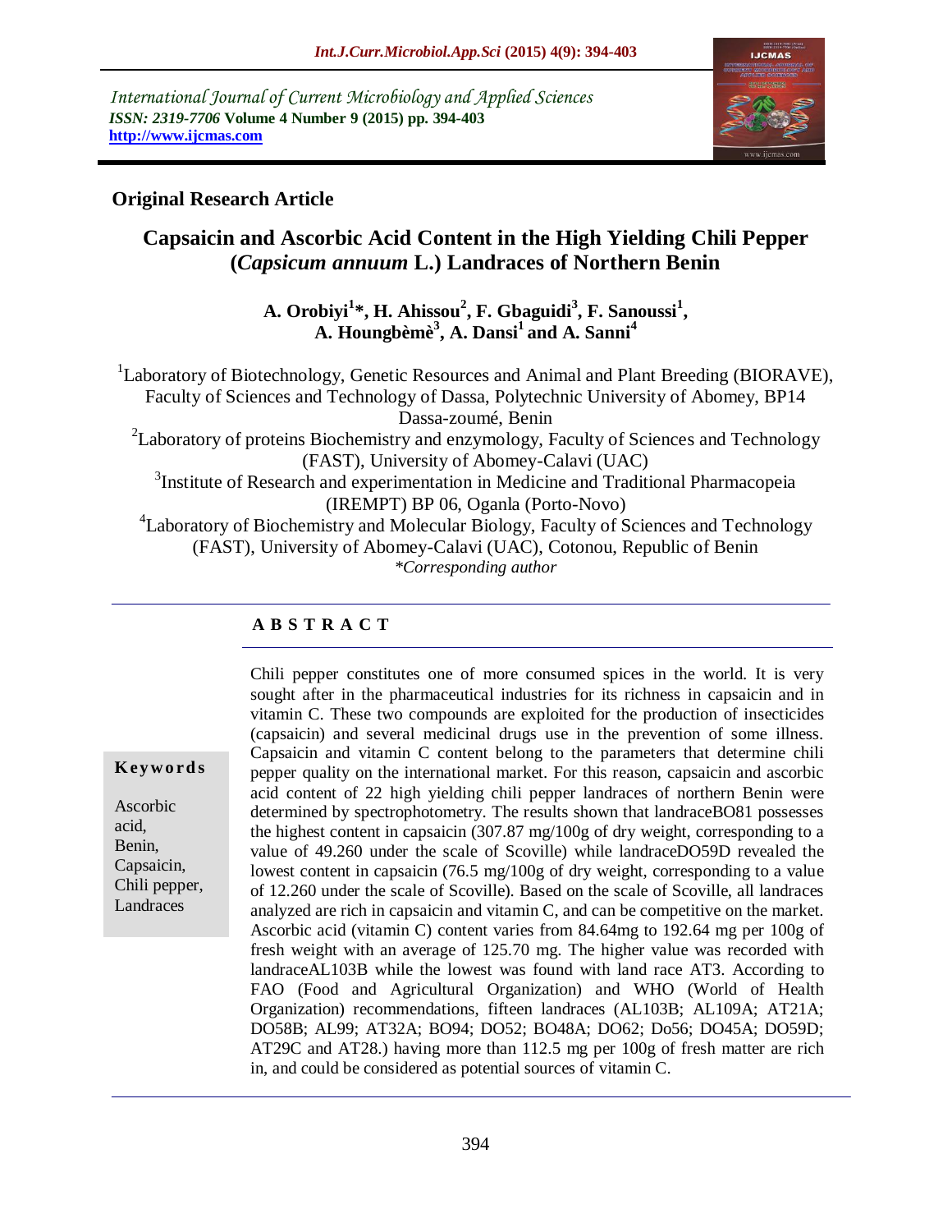International Journal of Current Microbiology and Applied Sciences
*ISSN: 2319-7706* **Volume 4 Number 9 (2015) pp. 394-403**
**http://www.ijcmas.com**

**Original Research Article**

# Capsaicin and Ascorbic Acid Content in the High Yielding Chili Pepper (*Capsicum annuum* L.) Landraces of Northern Benin

**A. Orobiyi[1]*, H. Ahissou[2], F. Gbaguidi[3], F. Sanoussi[1], A. Houngbèmè[3], A. Dansi[1] and A. Sanni[4]**

[1]Laboratory of Biotechnology, Genetic Resources and Animal and Plant Breeding (BIORAVE), Faculty of Sciences and Technology of Dassa, Polytechnic University of Abomey, BP14 Dassa-zoumé, Benin

[2]Laboratory of proteins Biochemistry and enzymology, Faculty of Sciences and Technology (FAST), University of Abomey-Calavi (UAC)

[3]Institute of Research and experimentation in Medicine and Traditional Pharmacopeia (IREMPT) BP 06, Oganla (Porto-Novo)

[4]Laboratory of Biochemistry and Molecular Biology, Faculty of Sciences and Technology (FAST), University of Abomey-Calavi (UAC), Cotonou, Republic of Benin

*\*Corresponding author*

## A B S T R A C T

**Keywords**

Ascorbic acid, Benin, Capsaicin, Chili pepper, Landraces

Chili pepper constitutes one of more consumed spices in the world. It is very sought after in the pharmaceutical industries for its richness in capsaicin and in vitamin C. These two compounds are exploited for the production of insecticides (capsaicin) and several medicinal drugs use in the prevention of some illness. Capsaicin and vitamin C content belong to the parameters that determine chili pepper quality on the international market. For this reason, capsaicin and ascorbic acid content of 22 high yielding chili pepper landraces of northern Benin were determined by spectrophotometry. The results shown that landraceBO81 possesses the highest content in capsaicin (307.87 mg/100g of dry weight, corresponding to a value of 49.260 under the scale of Scoville) while landraceDO59D revealed the lowest content in capsaicin (76.5 mg/100g of dry weight, corresponding to a value of 12.260 under the scale of Scoville). Based on the scale of Scoville, all landraces analyzed are rich in capsaicin and vitamin C, and can be competitive on the market. Ascorbic acid (vitamin C) content varies from 84.64mg to 192.64 mg per 100g of fresh weight with an average of 125.70 mg. The higher value was recorded with landraceAL103B while the lowest was found with land race AT3. According to FAO (Food and Agricultural Organization) and WHO (World of Health Organization) recommendations, fifteen landraces (AL103B; AL109A; AT21A; DO58B; AL99; AT32A; BO94; DO52; BO48A; DO62; Do56; DO45A; DO59D; AT29C and AT28.) having more than 112.5 mg per 100g of fresh matter are rich in, and could be considered as potential sources of vitamin C.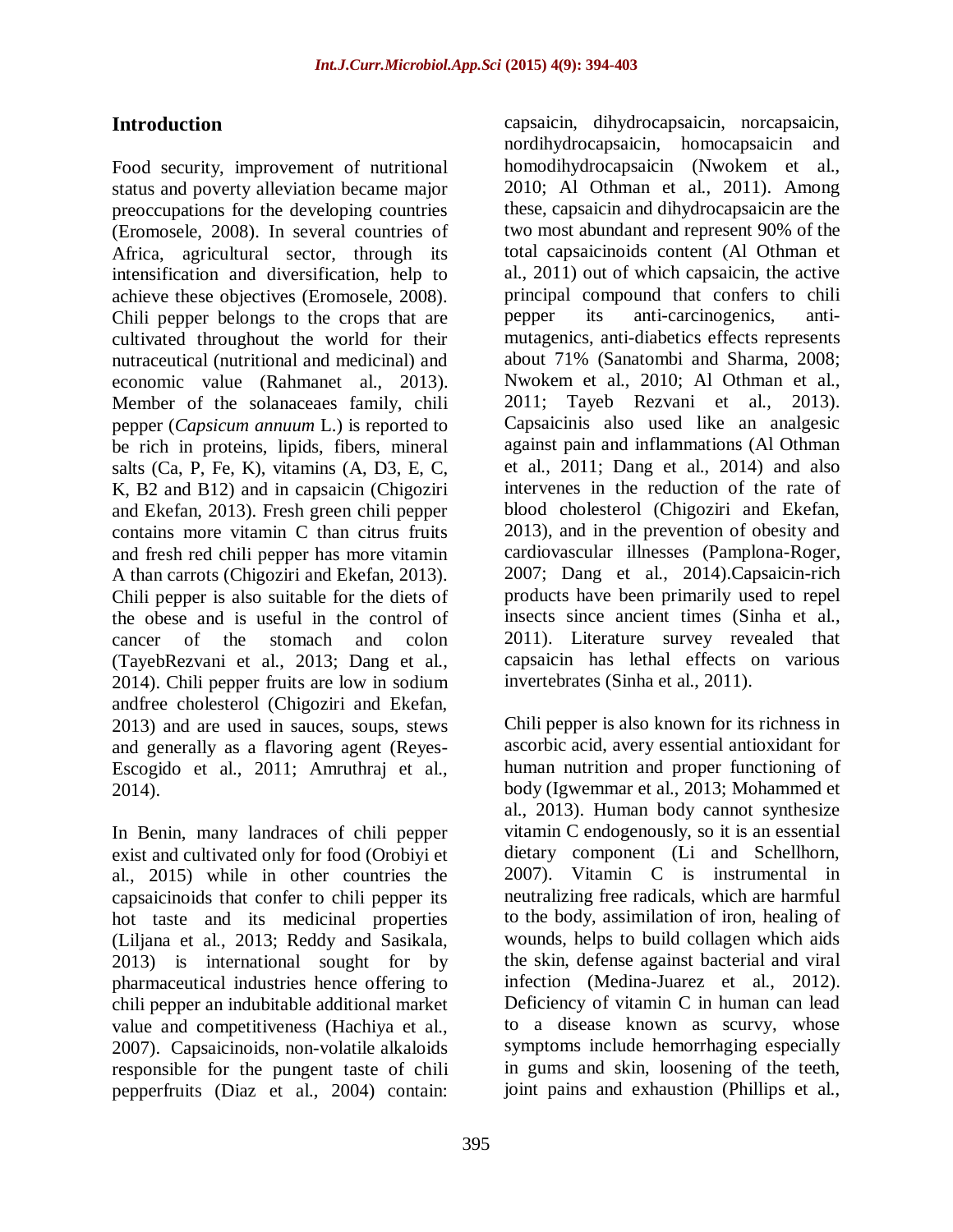## Introduction

Food security, improvement of nutritional status and poverty alleviation became major preoccupations for the developing countries (Eromosele, 2008). In several countries of Africa, agricultural sector, through its intensification and diversification, help to achieve these objectives (Eromosele, 2008). Chili pepper belongs to the crops that are cultivated throughout the world for their nutraceutical (nutritional and medicinal) and economic value (Rahmanet al., 2013). Member of the solanaceaes family, chili pepper (*Capsicum annuum* L.) is reported to be rich in proteins, lipids, fibers, mineral salts (Ca, P, Fe, K), vitamins (A, D3, E, C, K, B2 and B12) and in capsaicin (Chigoziri and Ekefan, 2013). Fresh green chili pepper contains more vitamin C than citrus fruits and fresh red chili pepper has more vitamin A than carrots (Chigoziri and Ekefan, 2013). Chili pepper is also suitable for the diets of the obese and is useful in the control of cancer of the stomach and colon (TayebRezvani et al., 2013; Dang et al., 2014). Chili pepper fruits are low in sodium andfree cholesterol (Chigoziri and Ekefan, 2013) and are used in sauces, soups, stews and generally as a flavoring agent (Reyes-Escogido et al., 2011; Amruthraj et al., 2014).

In Benin, many landraces of chili pepper exist and cultivated only for food (Orobiyi et al., 2015) while in other countries the capsaicinoids that confer to chili pepper its hot taste and its medicinal properties (Liljana et al., 2013; Reddy and Sasikala, 2013) is international sought for by pharmaceutical industries hence offering to chili pepper an indubitable additional market value and competitiveness (Hachiya et al., 2007). Capsaicinoids, non-volatile alkaloids responsible for the pungent taste of chili pepperfruits (Diaz et al., 2004) contain: capsaicin, dihydrocapsaicin, norcapsaicin, nordihydrocapsaicin, homocapsaicin and homodihydrocapsaicin (Nwokem et al., 2010; Al Othman et al., 2011). Among these, capsaicin and dihydrocapsaicin are the two most abundant and represent 90% of the total capsaicinoids content (Al Othman et al., 2011) out of which capsaicin, the active principal compound that confers to chili pepper its anti-carcinogenics, anti-mutagenics, anti-diabetics effects represents about 71% (Sanatombi and Sharma, 2008; Nwokem et al., 2010; Al Othman et al., 2011; Tayeb Rezvani et al., 2013). Capsaicinis also used like an analgesic against pain and inflammations (Al Othman et al., 2011; Dang et al., 2014) and also intervenes in the reduction of the rate of blood cholesterol (Chigoziri and Ekefan, 2013), and in the prevention of obesity and cardiovascular illnesses (Pamplona-Roger, 2007; Dang et al., 2014).Capsaicin-rich products have been primarily used to repel insects since ancient times (Sinha et al., 2011). Literature survey revealed that capsaicin has lethal effects on various invertebrates (Sinha et al., 2011).

Chili pepper is also known for its richness in ascorbic acid, avery essential antioxidant for human nutrition and proper functioning of body (Igwemmar et al., 2013; Mohammed et al., 2013). Human body cannot synthesize vitamin C endogenously, so it is an essential dietary component (Li and Schellhorn, 2007). Vitamin C is instrumental in neutralizing free radicals, which are harmful to the body, assimilation of iron, healing of wounds, helps to build collagen which aids the skin, defense against bacterial and viral infection (Medina-Juarez et al., 2012). Deficiency of vitamin C in human can lead to a disease known as scurvy, whose symptoms include hemorrhaging especially in gums and skin, loosening of the teeth, joint pains and exhaustion (Phillips et al.,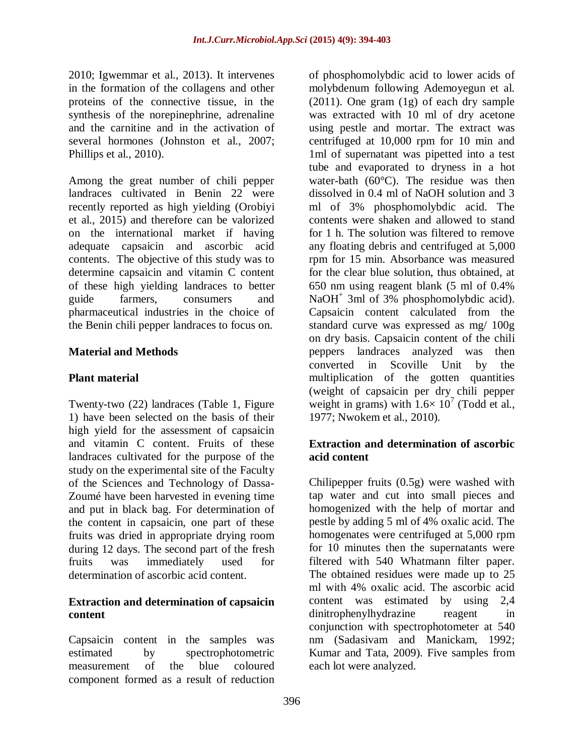2010; Igwemmar et al., 2013). It intervenes in the formation of the collagens and other proteins of the connective tissue, in the synthesis of the norepinephrine, adrenaline and the carnitine and in the activation of several hormones (Johnston et al., 2007; Phillips et al., 2010).

Among the great number of chili pepper landraces cultivated in Benin 22 were recently reported as high yielding (Orobiyi et al., 2015) and therefore can be valorized on the international market if having adequate capsaicin and ascorbic acid contents. The objective of this study was to determine capsaicin and vitamin C content of these high yielding landraces to better guide farmers, consumers and pharmaceutical industries in the choice of the Benin chili pepper landraces to focus on.

## Material and Methods

### Plant material

Twenty-two (22) landraces (Table 1, Figure 1) have been selected on the basis of their high yield for the assessment of capsaicin and vitamin C content. Fruits of these landraces cultivated for the purpose of the study on the experimental site of the Faculty of the Sciences and Technology of Dassa-Zoumé have been harvested in evening time and put in black bag. For determination of the content in capsaicin, one part of these fruits was dried in appropriate drying room during 12 days. The second part of the fresh fruits was immediately used for determination of ascorbic acid content.

### Extraction and determination of capsaicin content

Capsaicin content in the samples was estimated by spectrophotometric measurement of the blue coloured component formed as a result of reduction of phosphomolybdic acid to lower acids of molybdenum following Ademoyegun et al. (2011). One gram (1g) of each dry sample was extracted with 10 ml of dry acetone using pestle and mortar. The extract was centrifuged at 10,000 rpm for 10 min and 1ml of supernatant was pipetted into a test tube and evaporated to dryness in a hot water-bath (60°C). The residue was then dissolved in 0.4 ml of NaOH solution and 3 ml of 3% phosphomolybdic acid. The contents were shaken and allowed to stand for 1 h. The solution was filtered to remove any floating debris and centrifuged at 5,000 rpm for 15 min. Absorbance was measured for the clear blue solution, thus obtained, at 650 nm using reagent blank (5 ml of 0.4% $NaOH^+$ 3ml of 3% phosphomolybdic acid). Capsaicin content calculated from the standard curve was expressed as mg/ 100g on dry basis. Capsaicin content of the chili peppers landraces analyzed was then converted in Scoville Unit by the multiplication of the gotten quantities (weight of capsaicin per dry chili pepper weight in grams) with $1.6\times 10^7$ (Todd et al., 1977; Nwokem et al., 2010).

### Extraction and determination of ascorbic acid content

Chilipepper fruits (0.5g) were washed with tap water and cut into small pieces and homogenized with the help of mortar and pestle by adding 5 ml of 4% oxalic acid. The homogenates were centrifuged at 5,000 rpm for 10 minutes then the supernatants were filtered with 540 Whatmann filter paper. The obtained residues were made up to 25 ml with 4% oxalic acid. The ascorbic acid content was estimated by using 2,4 dinitrophenylhydrazine reagent in conjunction with spectrophotometer at 540 nm (Sadasivam and Manickam, 1992; Kumar and Tata, 2009). Five samples from each lot were analyzed.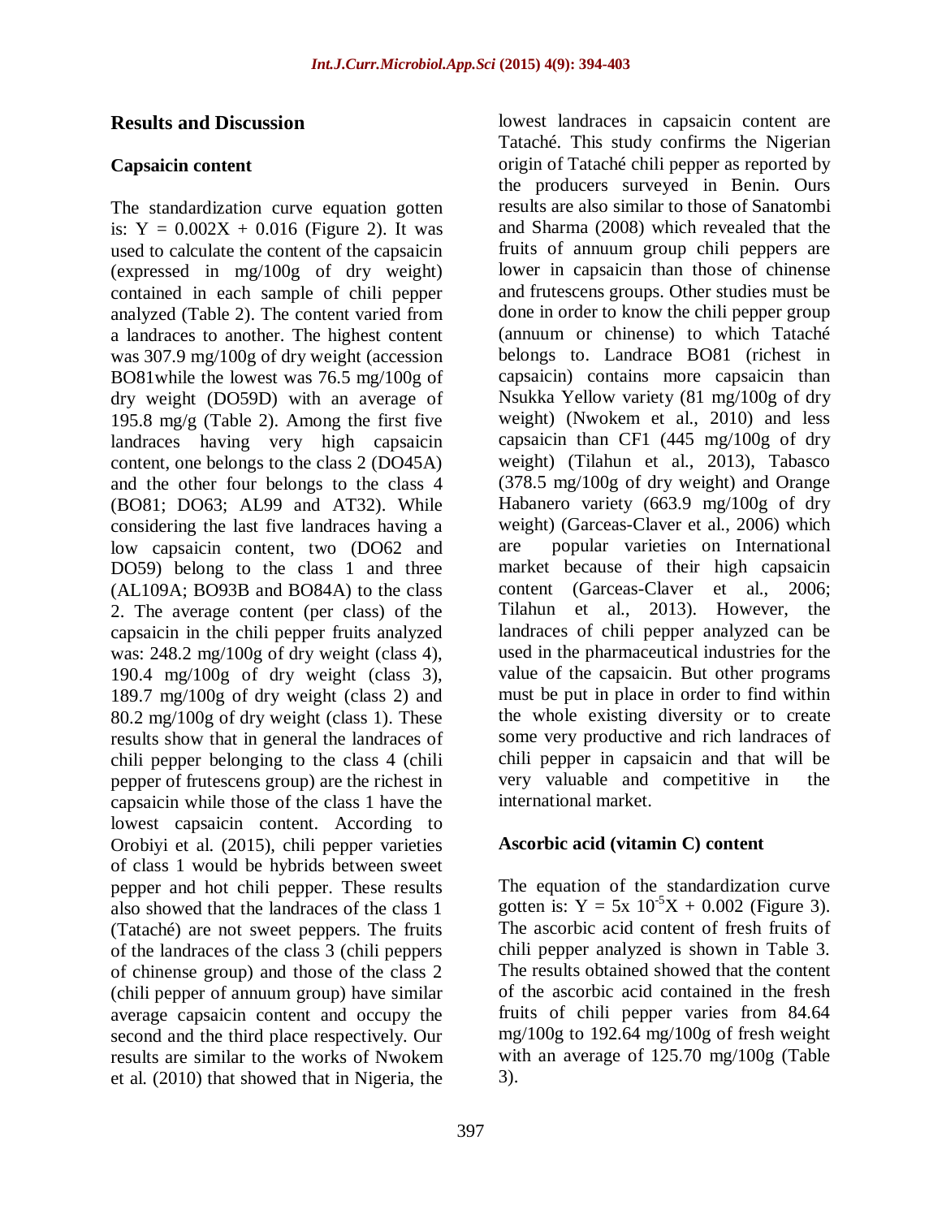## Results and Discussion

### Capsaicin content

The standardization curve equation gotten is: $Y = 0.002X + 0.016$ (Figure 2). It was used to calculate the content of the capsaicin (expressed in mg/100g of dry weight) contained in each sample of chili pepper analyzed (Table 2). The content varied from a landraces to another. The highest content was 307.9 mg/100g of dry weight (accession BO81while the lowest was 76.5 mg/100g of dry weight (DO59D) with an average of 195.8 mg/g (Table 2). Among the first five landraces having very high capsaicin content, one belongs to the class 2 (DO45A) and the other four belongs to the class 4 (BO81; DO63; AL99 and AT32). While considering the last five landraces having a low capsaicin content, two (DO62 and DO59) belong to the class 1 and three (AL109A; BO93B and BO84A) to the class 2. The average content (per class) of the capsaicin in the chili pepper fruits analyzed was: 248.2 mg/100g of dry weight (class 4), 190.4 mg/100g of dry weight (class 3), 189.7 mg/100g of dry weight (class 2) and 80.2 mg/100g of dry weight (class 1). These results show that in general the landraces of chili pepper belonging to the class 4 (chili pepper of frutescens group) are the richest in capsaicin while those of the class 1 have the lowest capsaicin content. According to Orobiyi et al. (2015), chili pepper varieties of class 1 would be hybrids between sweet pepper and hot chili pepper. These results also showed that the landraces of the class 1 (Tataché) are not sweet peppers. The fruits of the landraces of the class 3 (chili peppers of chinense group) and those of the class 2 (chili pepper of annuum group) have similar average capsaicin content and occupy the second and the third place respectively. Our results are similar to the works of Nwokem et al. (2010) that showed that in Nigeria, the lowest landraces in capsaicin content are Tataché. This study confirms the Nigerian origin of Tataché chili pepper as reported by the producers surveyed in Benin. Ours results are also similar to those of Sanatombi and Sharma (2008) which revealed that the fruits of annuum group chili peppers are lower in capsaicin than those of chinense and frutescens groups. Other studies must be done in order to know the chili pepper group (annuum or chinense) to which Tataché belongs to. Landrace BO81 (richest in capsaicin) contains more capsaicin than Nsukka Yellow variety (81 mg/100g of dry weight) (Nwokem et al., 2010) and less capsaicin than CF1 (445 mg/100g of dry weight) (Tilahun et al., 2013), Tabasco (378.5 mg/100g of dry weight) and Orange Habanero variety (663.9 mg/100g of dry weight) (Garceas-Claver et al., 2006) which are popular varieties on International market because of their high capsaicin content (Garceas-Claver et al., 2006; Tilahun et al., 2013). However, the landraces of chili pepper analyzed can be used in the pharmaceutical industries for the value of the capsaicin. But other programs must be put in place in order to find within the whole existing diversity or to create some very productive and rich landraces of chili pepper in capsaicin and that will be very valuable and competitive in the international market.

### Ascorbic acid (vitamin C) content

The equation of the standardization curve gotten is: $Y = 5x\ 10^{-5}X + 0.002$ (Figure 3). The ascorbic acid content of fresh fruits of chili pepper analyzed is shown in Table 3. The results obtained showed that the content of the ascorbic acid contained in the fresh fruits of chili pepper varies from 84.64 mg/100g to 192.64 mg/100g of fresh weight with an average of 125.70 mg/100g (Table 3).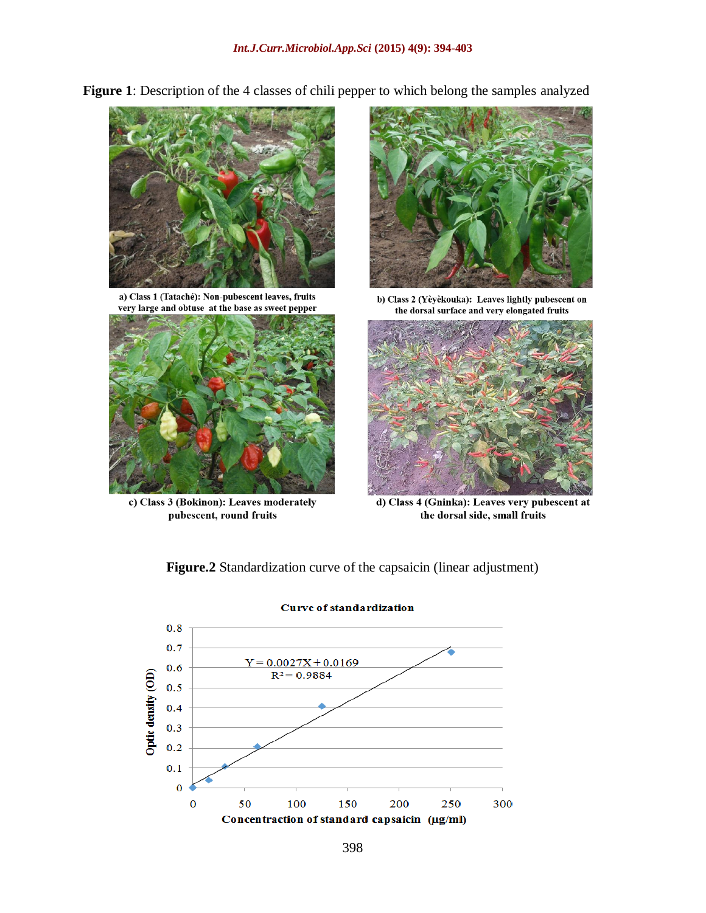**Figure 1**: Description of the 4 classes of chili pepper to which belong the samples analyzed

a) Class 1 (Tataché): Non-pubescent leaves, fruits very large and obtuse at the base as sweet pepper

b) Class 2 (Yèyèkouka): Leaves lightly pubescent on the dorsal surface and very elongated fruits

c) Class 3 (Bokinon): Leaves moderately pubescent, round fruits

d) Class 4 (Gninka): Leaves very pubescent at the dorsal side, small fruits

**Figure.2** Standardization curve of the capsaicin (linear adjustment)

Curve of standardization

$Y = 0.0027X + 0.0169$

$R^2 = 0.9884$

Optic density (OD)

Concentraction of standard capsaicin (µg/ml)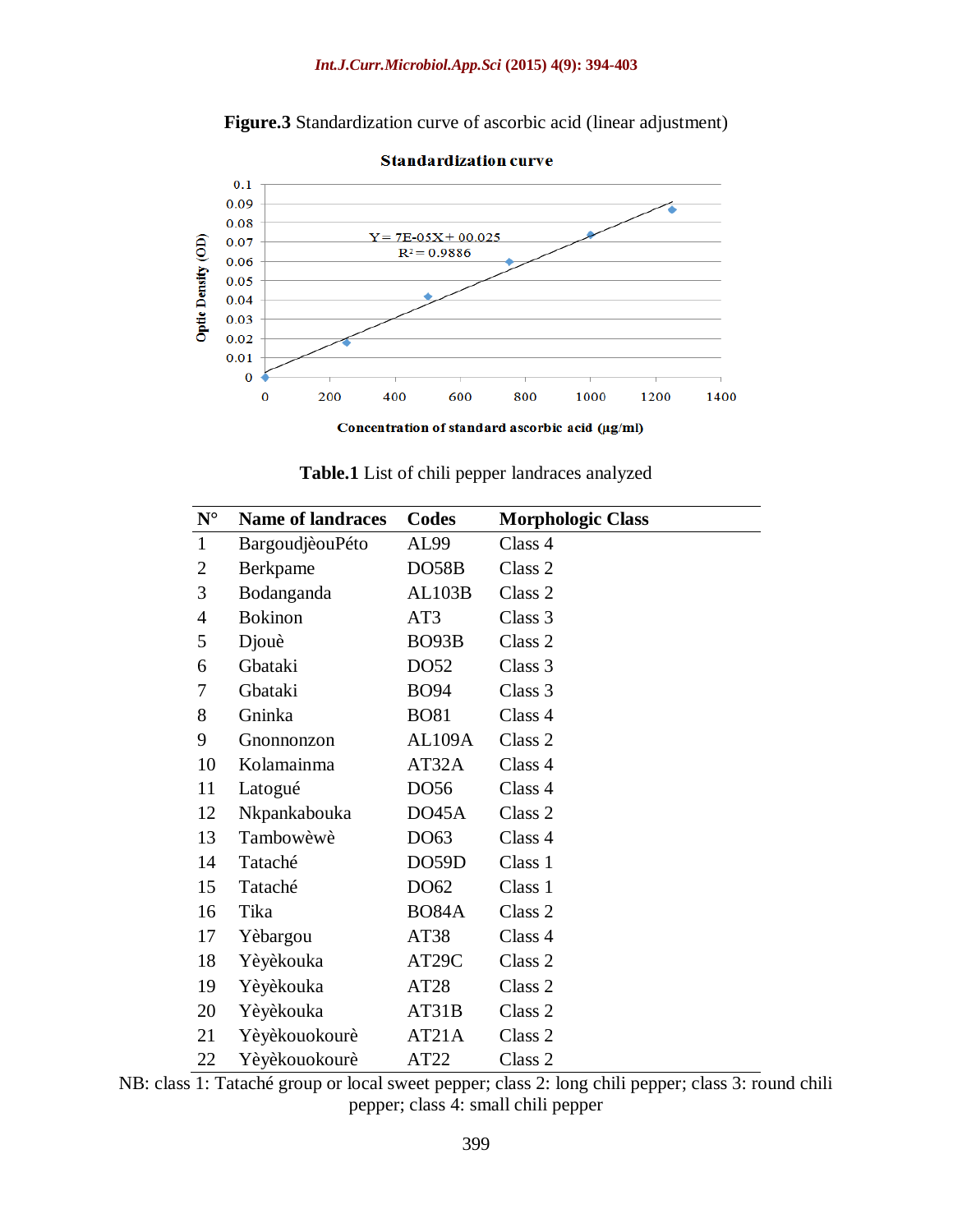**Figure.3** Standardization curve of ascorbic acid (linear adjustment)

**Table.1** List of chili pepper landraces analyzed

| N° | Name of landraces | Codes | Morphologic Class |
|---|---|---|---|
| 1 | BargoudjèouPéto | AL99 | Class 4 |
| 2 | Berkpame | DO58B | Class 2 |
| 3 | Bodanganda | AL103B | Class 2 |
| 4 | Bokinon | AT3 | Class 3 |
| 5 | Djouè | BO93B | Class 2 |
| 6 | Gbataki | DO52 | Class 3 |
| 7 | Gbataki | BO94 | Class 3 |
| 8 | Gninka | BO81 | Class 4 |
| 9 | Gnonnonzon | AL109A | Class 2 |
| 10 | Kolamainma | AT32A | Class 4 |
| 11 | Latogué | DO56 | Class 4 |
| 12 | Nkpankabouka | DO45A | Class 2 |
| 13 | Tambowèwè | DO63 | Class 4 |
| 14 | Tataché | DO59D | Class 1 |
| 15 | Tataché | DO62 | Class 1 |
| 16 | Tika | BO84A | Class 2 |
| 17 | Yèbargou | AT38 | Class 4 |
| 18 | Yèyèkouka | AT29C | Class 2 |
| 19 | Yèyèkouka | AT28 | Class 2 |
| 20 | Yèyèkouka | AT31B | Class 2 |
| 21 | Yèyèkouokourè | AT21A | Class 2 |
| 22 | Yèyèkouokourè | AT22 | Class 2 |

NB: class 1: Tataché group or local sweet pepper; class 2: long chili pepper; class 3: round chili pepper; class 4: small chili pepper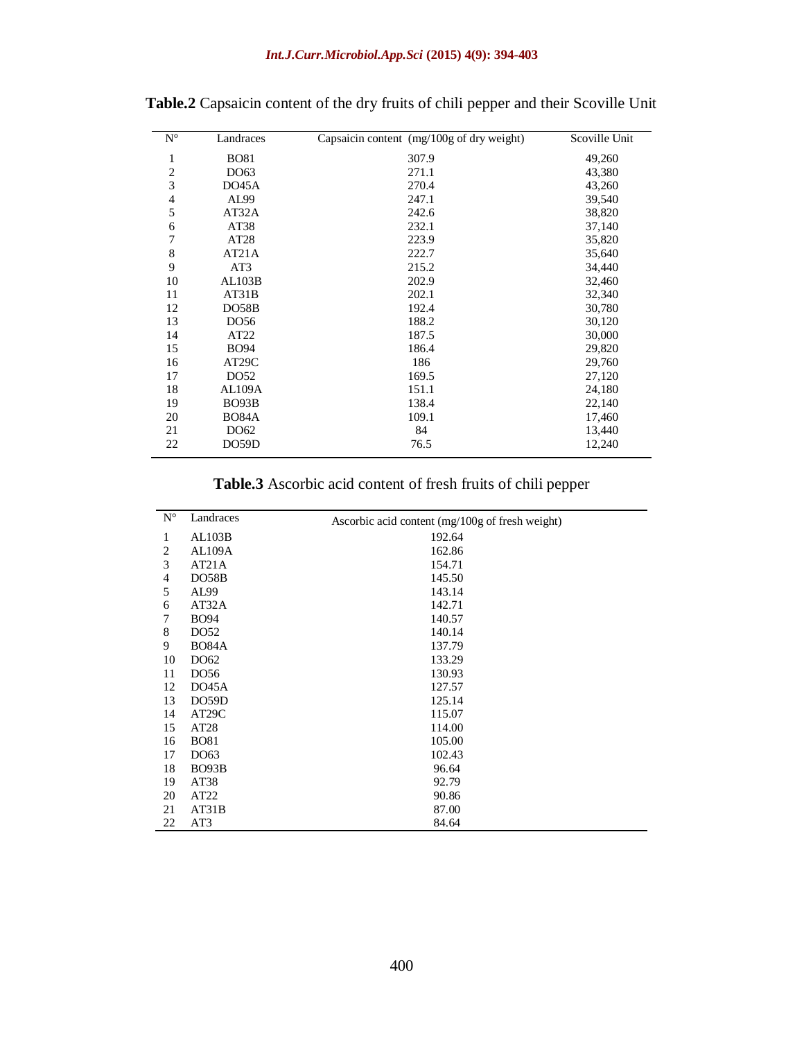**Table.2** Capsaicin content of the dry fruits of chili pepper and their Scoville Unit

| N° | Landraces | Capsaicin content (mg/100g of dry weight) | Scoville Unit |
|---|---|---|---|
| 1 | BO81 | 307.9 | 49,260 |
| 2 | DO63 | 271.1 | 43,380 |
| 3 | DO45A | 270.4 | 43,260 |
| 4 | AL99 | 247.1 | 39,540 |
| 5 | AT32A | 242.6 | 38,820 |
| 6 | AT38 | 232.1 | 37,140 |
| 7 | AT28 | 223.9 | 35,820 |
| 8 | AT21A | 222.7 | 35,640 |
| 9 | AT3 | 215.2 | 34,440 |
| 10 | AL103B | 202.9 | 32,460 |
| 11 | AT31B | 202.1 | 32,340 |
| 12 | DO58B | 192.4 | 30,780 |
| 13 | DO56 | 188.2 | 30,120 |
| 14 | AT22 | 187.5 | 30,000 |
| 15 | BO94 | 186.4 | 29,820 |
| 16 | AT29C | 186 | 29,760 |
| 17 | DO52 | 169.5 | 27,120 |
| 18 | AL109A | 151.1 | 24,180 |
| 19 | BO93B | 138.4 | 22,140 |
| 20 | BO84A | 109.1 | 17,460 |
| 21 | DO62 | 84 | 13,440 |
| 22 | DO59D | 76.5 | 12,240 |

**Table.3** Ascorbic acid content of fresh fruits of chili pepper

| N° | Landraces | Ascorbic acid content (mg/100g of fresh weight) |
|---|---|---|
| 1 | AL103B | 192.64 |
| 2 | AL109A | 162.86 |
| 3 | AT21A | 154.71 |
| 4 | DO58B | 145.50 |
| 5 | AL99 | 143.14 |
| 6 | AT32A | 142.71 |
| 7 | BO94 | 140.57 |
| 8 | DO52 | 140.14 |
| 9 | BO84A | 137.79 |
| 10 | DO62 | 133.29 |
| 11 | DO56 | 130.93 |
| 12 | DO45A | 127.57 |
| 13 | DO59D | 125.14 |
| 14 | AT29C | 115.07 |
| 15 | AT28 | 114.00 |
| 16 | BO81 | 105.00 |
| 17 | DO63 | 102.43 |
| 18 | BO93B | 96.64 |
| 19 | AT38 | 92.79 |
| 20 | AT22 | 90.86 |
| 21 | AT31B | 87.00 |
| 22 | AT3 | 84.64 |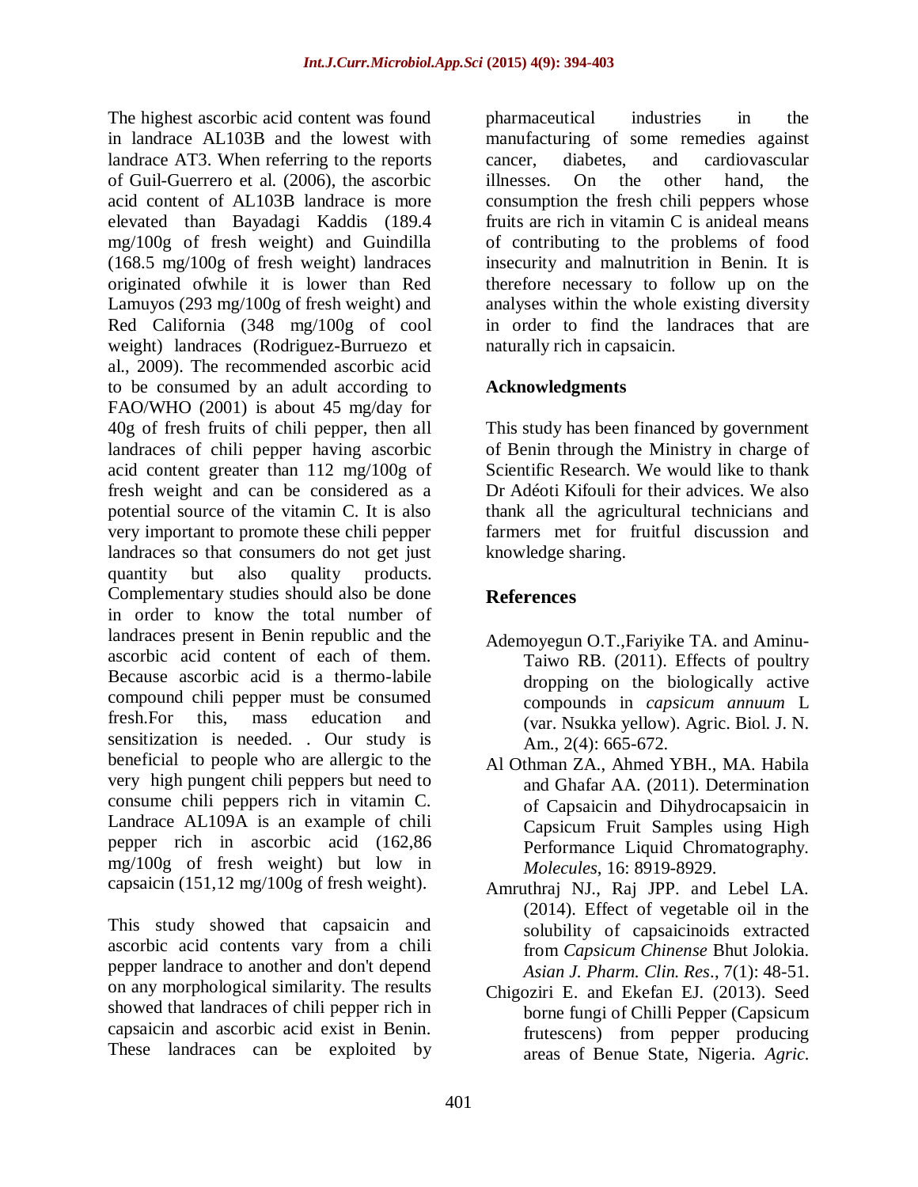The highest ascorbic acid content was found in landrace AL103B and the lowest with landrace AT3. When referring to the reports of Guil-Guerrero et al. (2006), the ascorbic acid content of AL103B landrace is more elevated than Bayadagi Kaddis (189.4 mg/100g of fresh weight) and Guindilla (168.5 mg/100g of fresh weight) landraces originated ofwhile it is lower than Red Lamuyos (293 mg/100g of fresh weight) and Red California (348 mg/100g of cool weight) landraces (Rodriguez-Burruezo et al., 2009). The recommended ascorbic acid to be consumed by an adult according to FAO/WHO (2001) is about 45 mg/day for 40g of fresh fruits of chili pepper, then all landraces of chili pepper having ascorbic acid content greater than 112 mg/100g of fresh weight and can be considered as a potential source of the vitamin C. It is also very important to promote these chili pepper landraces so that consumers do not get just quantity but also quality products. Complementary studies should also be done in order to know the total number of landraces present in Benin republic and the ascorbic acid content of each of them. Because ascorbic acid is a thermo-labile compound chili pepper must be consumed fresh.For this, mass education and sensitization is needed. . Our study is beneficial to people who are allergic to the very high pungent chili peppers but need to consume chili peppers rich in vitamin C. Landrace AL109A is an example of chili pepper rich in ascorbic acid (162,86 mg/100g of fresh weight) but low in capsaicin (151,12 mg/100g of fresh weight).

This study showed that capsaicin and ascorbic acid contents vary from a chili pepper landrace to another and don't depend on any morphological similarity. The results showed that landraces of chili pepper rich in capsaicin and ascorbic acid exist in Benin. These landraces can be exploited by pharmaceutical industries in the manufacturing of some remedies against cancer, diabetes, and cardiovascular illnesses. On the other hand, the consumption the fresh chili peppers whose fruits are rich in vitamin C is anideal means of contributing to the problems of food insecurity and malnutrition in Benin. It is therefore necessary to follow up on the analyses within the whole existing diversity in order to find the landraces that are naturally rich in capsaicin.

## Acknowledgments

This study has been financed by government of Benin through the Ministry in charge of Scientific Research. We would like to thank Dr Adéoti Kifouli for their advices. We also thank all the agricultural technicians and farmers met for fruitful discussion and knowledge sharing.

## References

Ademoyegun O.T.,Fariyike TA. and Aminu-Taiwo RB. (2011). Effects of poultry dropping on the biologically active compounds in *capsicum annuum* L (var. Nsukka yellow). Agric. Biol. J. N. Am., 2(4): 665-672.

Al Othman ZA., Ahmed YBH., MA. Habila and Ghafar AA. (2011). Determination of Capsaicin and Dihydrocapsaicin in Capsicum Fruit Samples using High Performance Liquid Chromatography. *Molecules*, 16: 8919-8929.

Amruthraj NJ., Raj JPP. and Lebel LA. (2014). Effect of vegetable oil in the solubility of capsaicinoids extracted from *Capsicum Chinense* Bhut Jolokia. *Asian J. Pharm. Clin. Res*., 7(1): 48-51.

Chigoziri E. and Ekefan EJ. (2013). Seed borne fungi of Chilli Pepper (Capsicum frutescens) from pepper producing areas of Benue State, Nigeria. *Agric.*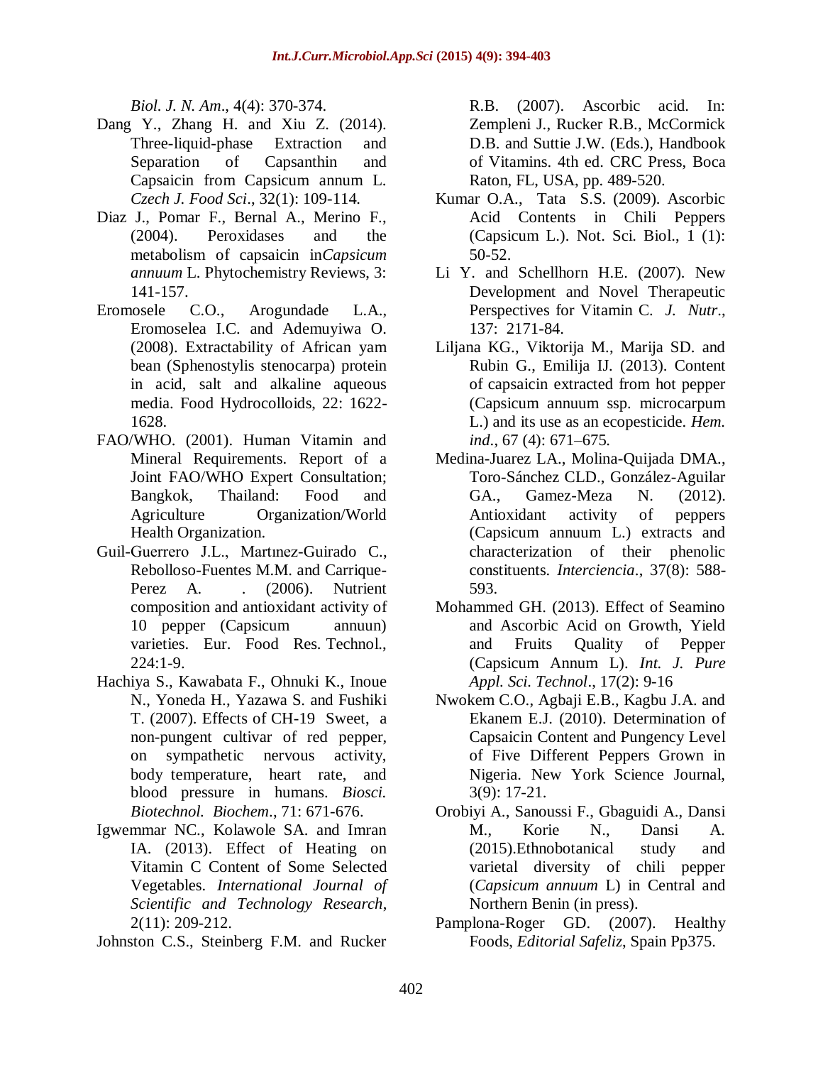*Biol. J. N. Am*., 4(4): 370-374.

Dang Y., Zhang H. and Xiu Z. (2014). Three-liquid-phase Extraction and Separation of Capsanthin and Capsaicin from Capsicum annum L. *Czech J. Food Sci*., 32(1): 109-114.

Diaz J., Pomar F., Bernal A., Merino F., (2004). Peroxidases and the metabolism of capsaicin in*Capsicum annuum* L. Phytochemistry Reviews, 3: 141-157.

Eromosele C.O., Arogundade L.A., Eromoselea I.C. and Ademuyiwa O. (2008). Extractability of African yam bean (Sphenostylis stenocarpa) protein in acid, salt and alkaline aqueous media. Food Hydrocolloids, 22: 1622-1628.

FAO/WHO. (2001). Human Vitamin and Mineral Requirements. Report of a Joint FAO/WHO Expert Consultation; Bangkok, Thailand: Food and Agriculture Organization/World Health Organization.

Guil-Guerrero J.L., Martınez-Guirado C., Rebolloso-Fuentes M.M. and Carrique-Perez A. . (2006). Nutrient composition and antioxidant activity of 10 pepper (Capsicum annuun) varieties. Eur. Food Res. Technol., 224:1-9.

Hachiya S., Kawabata F., Ohnuki K., Inoue N., Yoneda H., Yazawa S. and Fushiki T. (2007). Effects of CH-19 Sweet, a non-pungent cultivar of red pepper, on sympathetic nervous activity, body temperature, heart rate, and blood pressure in humans. *Biosci. Biotechnol. Biochem*., 71: 671-676.

Igwemmar NC., Kolawole SA. and Imran IA. (2013). Effect of Heating on Vitamin C Content of Some Selected Vegetables. *International Journal of Scientific and Technology Research*, 2(11): 209-212.

Johnston C.S., Steinberg F.M. and Rucker R.B. (2007). Ascorbic acid. In: Zempleni J., Rucker R.B., McCormick D.B. and Suttie J.W. (Eds.), Handbook of Vitamins. 4th ed. CRC Press, Boca Raton, FL, USA, pp. 489-520.

Kumar O.A., Tata S.S. (2009). Ascorbic Acid Contents in Chili Peppers (Capsicum L.). Not. Sci. Biol., 1 (1): 50-52.

Li Y. and Schellhorn H.E. (2007). New Development and Novel Therapeutic Perspectives for Vitamin C. *J. Nutr*., 137: 2171-84.

Liljana KG., Viktorija M., Marija SD. and Rubin G., Emilija IJ. (2013). Content of capsaicin extracted from hot pepper (Capsicum annuum ssp. microcarpum L.) and its use as an ecopesticide. *Hem. ind*., 67 (4): 671–675.

Medina-Juarez LA., Molina-Quijada DMA., Toro-Sánchez CLD., González-Aguilar GA., Gamez-Meza N. (2012). Antioxidant activity of peppers (Capsicum annuum L.) extracts and characterization of their phenolic constituents. *Interciencia*., 37(8): 588-593.

Mohammed GH. (2013). Effect of Seamino and Ascorbic Acid on Growth, Yield and Fruits Quality of Pepper (Capsicum Annum L). *Int. J. Pure Appl. Sci. Technol*., 17(2): 9-16

Nwokem C.O., Agbaji E.B., Kagbu J.A. and Ekanem E.J. (2010). Determination of Capsaicin Content and Pungency Level of Five Different Peppers Grown in Nigeria. New York Science Journal, 3(9): 17-21.

Orobiyi A., Sanoussi F., Gbaguidi A., Dansi M., Korie N., Dansi A. (2015).Ethnobotanical study and varietal diversity of chili pepper (*Capsicum annuum* L) in Central and Northern Benin (in press).

Pamplona-Roger GD. (2007). Healthy Foods, *Editorial Safeliz*, Spain Pp375.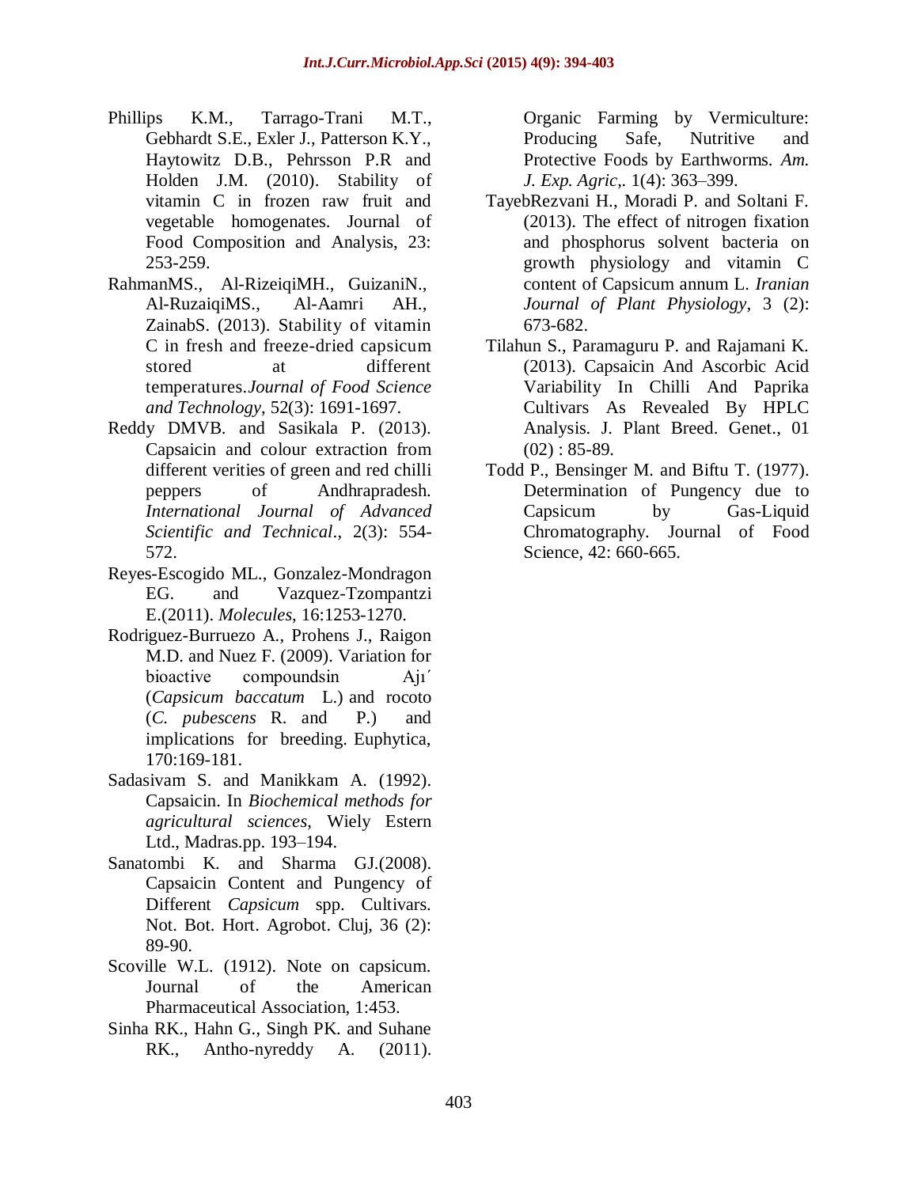Phillips K.M., Tarrago-Trani M.T., Gebhardt S.E., Exler J., Patterson K.Y., Haytowitz D.B., Pehrsson P.R and Holden J.M. (2010). Stability of vitamin C in frozen raw fruit and vegetable homogenates. Journal of Food Composition and Analysis, 23: 253-259.

RahmanMS., Al-RizeiqiMH., GuizaniN., Al-RuzaiqiMS., Al-Aamri AH., ZainabS. (2013). Stability of vitamin C in fresh and freeze-dried capsicum stored at different temperatures.*Journal of Food Science and Technology*, 52(3): 1691-1697.

Reddy DMVB. and Sasikala P. (2013). Capsaicin and colour extraction from different verities of green and red chilli peppers of Andhrapradesh. *International Journal of Advanced Scientific and Technical*., 2(3): 554-572.

Reyes-Escogido ML., Gonzalez-Mondragon EG. and Vazquez-Tzompantzi E.(2011). *Molecules*, 16:1253-1270.

Rodriguez-Burruezo A., Prohens J., Raigon M.D. and Nuez F. (2009). Variation for bioactive compoundsin Ajı´ (*Capsicum baccatum* L.) and rocoto (*C. pubescens* R. and P.) and implications for breeding. Euphytica, 170:169-181.

Sadasivam S. and Manikkam A. (1992). Capsaicin. In *Biochemical methods for agricultural sciences*, Wiely Estern Ltd., Madras.pp. 193–194.

Sanatombi K. and Sharma GJ.(2008). Capsaicin Content and Pungency of Different *Capsicum* spp. Cultivars. Not. Bot. Hort. Agrobot. Cluj, 36 (2): 89-90.

Scoville W.L. (1912). Note on capsicum. Journal of the American Pharmaceutical Association, 1:453.

Sinha RK., Hahn G., Singh PK. and Suhane RK., Antho-nyreddy A. (2011). Organic Farming by Vermiculture: Producing Safe, Nutritive and Protective Foods by Earthworms. *Am. J. Exp. Agric*,. 1(4): 363–399.

TayebRezvani H., Moradi P. and Soltani F. (2013). The effect of nitrogen fixation and phosphorus solvent bacteria on growth physiology and vitamin C content of Capsicum annum L. *Iranian Journal of Plant Physiology*, 3 (2): 673-682.

Tilahun S., Paramaguru P. and Rajamani K. (2013). Capsaicin And Ascorbic Acid Variability In Chilli And Paprika Cultivars As Revealed By HPLC Analysis. J. Plant Breed. Genet., 01 (02) : 85-89.

Todd P., Bensinger M. and Biftu T. (1977). Determination of Pungency due to Capsicum by Gas-Liquid Chromatography. Journal of Food Science, 42: 660-665.